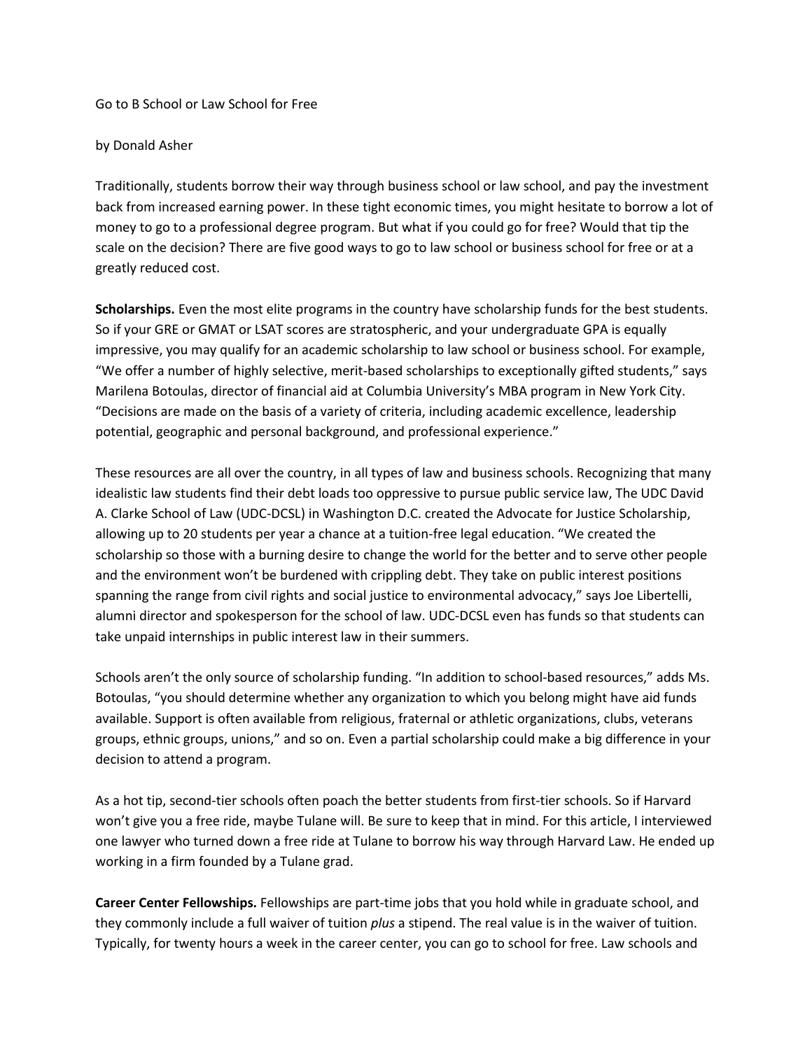# Go to B School or Law School for Free

by Donald Asher

Traditionally, students borrow their way through business school or law school, and pay the investment back from increased earning power. In these tight economic times, you might hesitate to borrow a lot of money to go to a professional degree program. But what if you could go for free? Would that tip the scale on the decision? There are five good ways to go to law school or business school for free or at a greatly reduced cost.

**Scholarships.** Even the most elite programs in the country have scholarship funds for the best students. So if your GRE or GMAT or LSAT scores are stratospheric, and your undergraduate GPA is equally impressive, you may qualify for an academic scholarship to law school or business school. For example, "We offer a number of highly selective, merit-based scholarships to exceptionally gifted students," says Marilena Botoulas, director of financial aid at Columbia University's MBA program in New York City. "Decisions are made on the basis of a variety of criteria, including academic excellence, leadership potential, geographic and personal background, and professional experience."

These resources are all over the country, in all types of law and business schools. Recognizing that many idealistic law students find their debt loads too oppressive to pursue public service law, The UDC David A. Clarke School of Law (UDC-DCSL) in Washington D.C. created the Advocate for Justice Scholarship, allowing up to 20 students per year a chance at a tuition-free legal education. "We created the scholarship so those with a burning desire to change the world for the better and to serve other people and the environment won't be burdened with crippling debt. They take on public interest positions spanning the range from civil rights and social justice to environmental advocacy," says Joe Libertelli, alumni director and spokesperson for the school of law. UDC-DCSL even has funds so that students can take unpaid internships in public interest law in their summers.

Schools aren't the only source of scholarship funding. "In addition to school-based resources," adds Ms. Botoulas, "you should determine whether any organization to which you belong might have aid funds available. Support is often available from religious, fraternal or athletic organizations, clubs, veterans groups, ethnic groups, unions," and so on. Even a partial scholarship could make a big difference in your decision to attend a program.

As a hot tip, second-tier schools often poach the better students from first-tier schools. So if Harvard won't give you a free ride, maybe Tulane will. Be sure to keep that in mind. For this article, I interviewed one lawyer who turned down a free ride at Tulane to borrow his way through Harvard Law. He ended up working in a firm founded by a Tulane grad.

**Career Center Fellowships.** Fellowships are part-time jobs that you hold while in graduate school, and they commonly include a full waiver of tuition *plus* a stipend. The real value is in the waiver of tuition. Typically, for twenty hours a week in the career center, you can go to school for free. Law schools and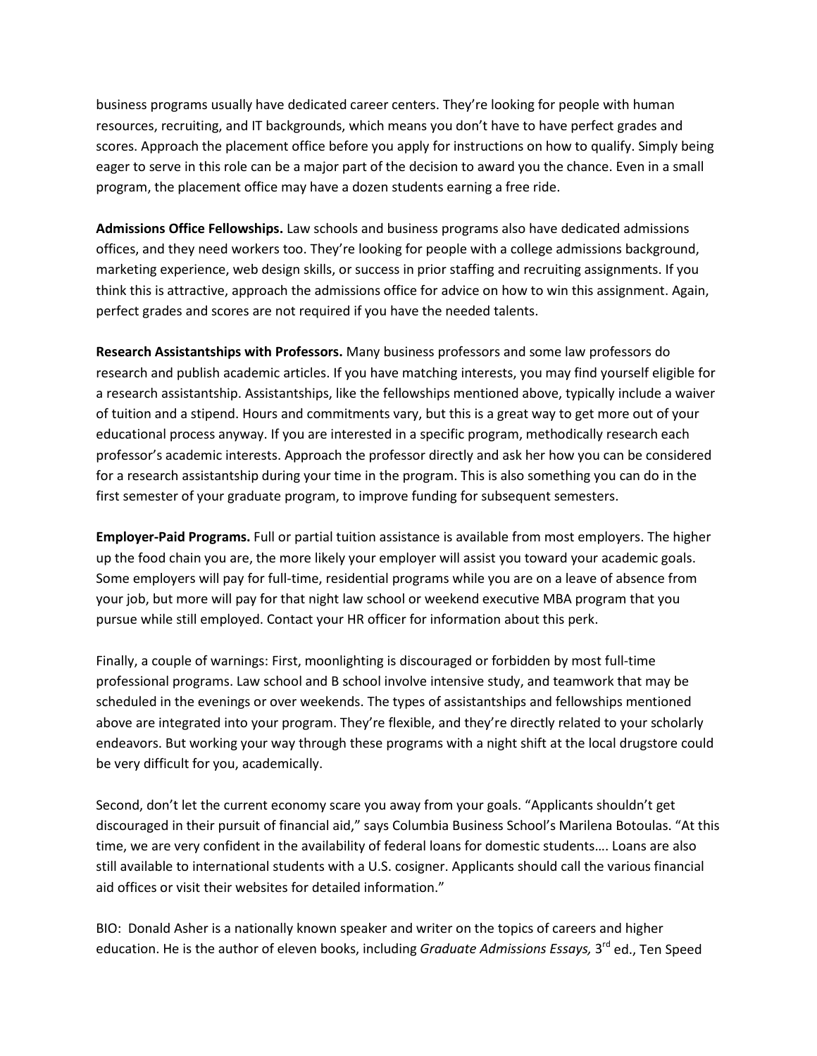business programs usually have dedicated career centers. They're looking for people with human resources, recruiting, and IT backgrounds, which means you don't have to have perfect grades and scores. Approach the placement office before you apply for instructions on how to qualify. Simply being eager to serve in this role can be a major part of the decision to award you the chance. Even in a small program, the placement office may have a dozen students earning a free ride.

**Admissions Office Fellowships.** Law schools and business programs also have dedicated admissions offices, and they need workers too. They're looking for people with a college admissions background, marketing experience, web design skills, or success in prior staffing and recruiting assignments. If you think this is attractive, approach the admissions office for advice on how to win this assignment. Again, perfect grades and scores are not required if you have the needed talents.

**Research Assistantships with Professors.** Many business professors and some law professors do research and publish academic articles. If you have matching interests, you may find yourself eligible for a research assistantship. Assistantships, like the fellowships mentioned above, typically include a waiver of tuition and a stipend. Hours and commitments vary, but this is a great way to get more out of your educational process anyway. If you are interested in a specific program, methodically research each professor's academic interests. Approach the professor directly and ask her how you can be considered for a research assistantship during your time in the program. This is also something you can do in the first semester of your graduate program, to improve funding for subsequent semesters.

**Employer-Paid Programs.** Full or partial tuition assistance is available from most employers. The higher up the food chain you are, the more likely your employer will assist you toward your academic goals. Some employers will pay for full-time, residential programs while you are on a leave of absence from your job, but more will pay for that night law school or weekend executive MBA program that you pursue while still employed. Contact your HR officer for information about this perk.

Finally, a couple of warnings: First, moonlighting is discouraged or forbidden by most full-time professional programs. Law school and B school involve intensive study, and teamwork that may be scheduled in the evenings or over weekends. The types of assistantships and fellowships mentioned above are integrated into your program. They're flexible, and they're directly related to your scholarly endeavors. But working your way through these programs with a night shift at the local drugstore could be very difficult for you, academically.

Second, don't let the current economy scare you away from your goals. "Applicants shouldn't get discouraged in their pursuit of financial aid," says Columbia Business School's Marilena Botoulas. "At this time, we are very confident in the availability of federal loans for domestic students…. Loans are also still available to international students with a U.S. cosigner. Applicants should call the various financial aid offices or visit their websites for detailed information."

BIO: Donald Asher is a nationally known speaker and writer on the topics of careers and higher education. He is the author of eleven books, including *Graduate Admissions Essays,* 3rd ed., Ten Speed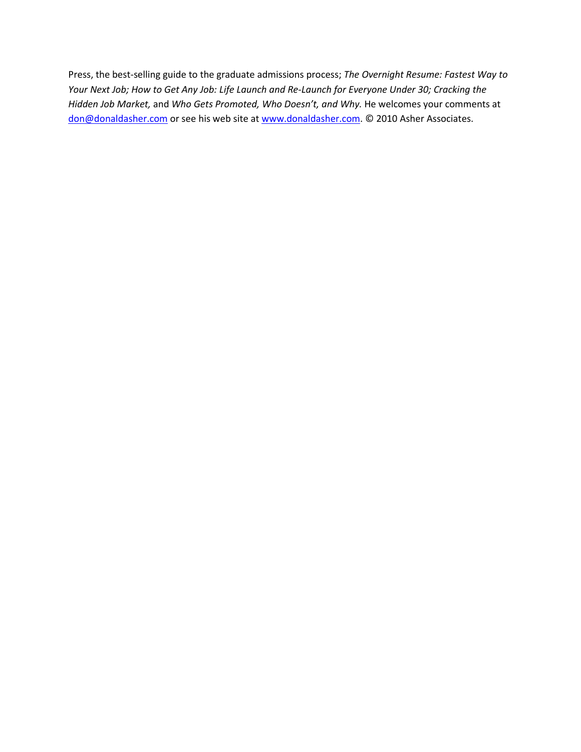Press, the best-selling guide to the graduate admissions process; *The Overnight Resume: Fastest Way to Your Next Job; How to Get Any Job: Life Launch and Re-Launch for Everyone Under 30; Cracking the Hidden Job Market,* and *Who Gets Promoted, Who Doesn't, and Why.* He welcomes your comments at [don@donaldasher.com](mailto:don@donaldasher.com) or see his web site at [www.donaldasher.com](http://www.donaldasher.com). © 2010 Asher Associates.